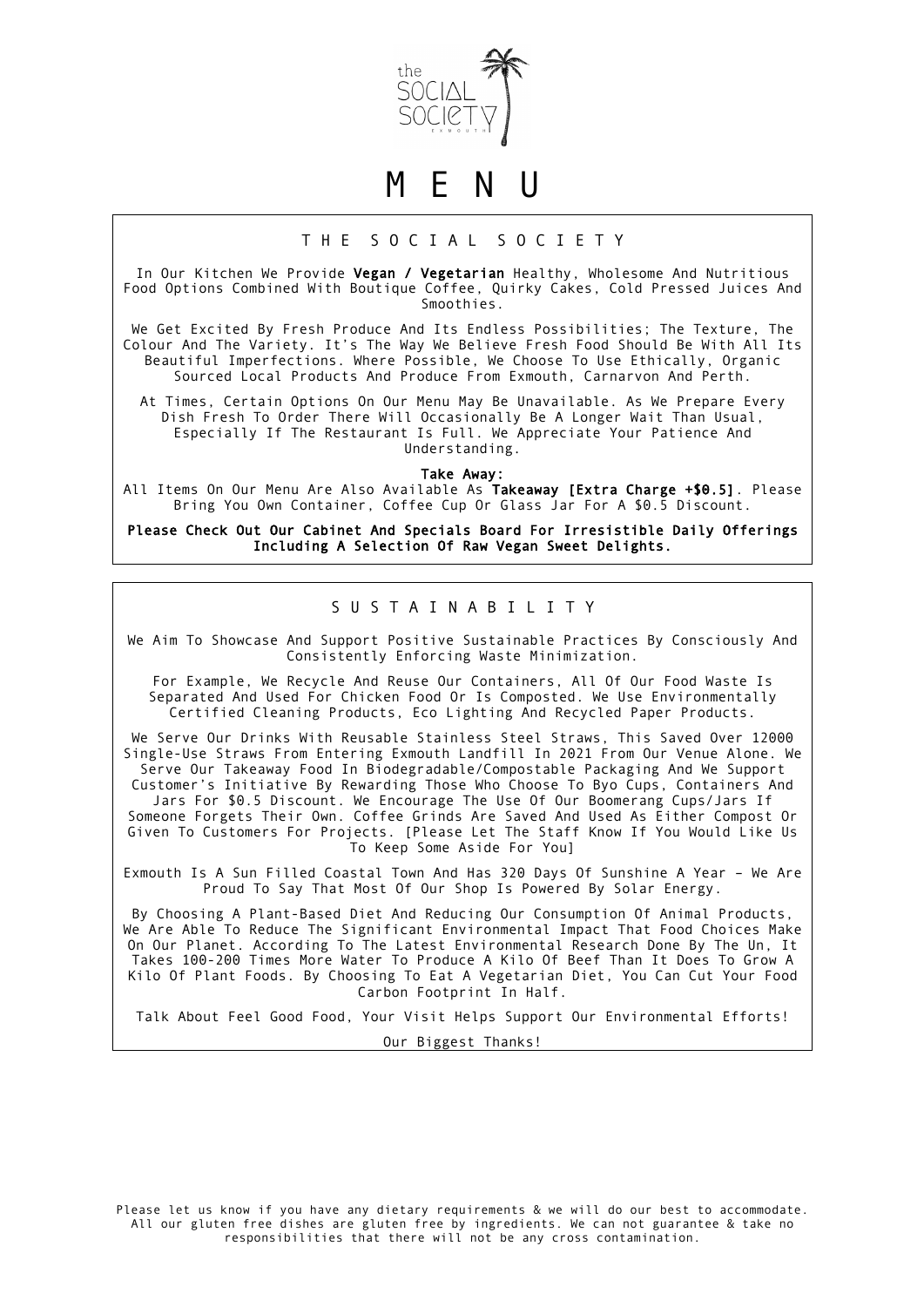the SOCIAL SOCIETY EXMOUTH

# M E N U

## T H E S O C I A L S O C I E T Y

In Our Kitchen We Provide **Vegan / Vegetarian** Healthy, Wholesome And Nutritious Food Options Combined With Boutique Coffee, Quirky Cakes, Cold Pressed Juices And Smoothies.

We Get Excited By Fresh Produce And Its Endless Possibilities; The Texture, The Colour And The Variety. It's The Way We Believe Fresh Food Should Be With All Its Beautiful Imperfections. Where Possible, We Choose To Use Ethically, Organic Sourced Local Products And Produce From Exmouth, Carnarvon And Perth.

At Times, Certain Options On Our Menu May Be Unavailable. As We Prepare Every Dish Fresh To Order There Will Occasionally Be A Longer Wait Than Usual, Especially If The Restaurant Is Full. We Appreciate Your Patience And Understanding.

**Take Away:**
All Items On Our Menu Are Also Available As **Takeaway [Extra Charge +$0.5]**. Please Bring You Own Container, Coffee Cup Or Glass Jar For A $0.5 Discount.

**Please Check Out Our Cabinet And Specials Board For Irresistible Daily Offerings Including A Selection Of Raw Vegan Sweet Delights.**

## S U S T A I N A B I L I T Y

We Aim To Showcase And Support Positive Sustainable Practices By Consciously And Consistently Enforcing Waste Minimization.

For Example, We Recycle And Reuse Our Containers, All Of Our Food Waste Is Separated And Used For Chicken Food Or Is Composted. We Use Environmentally Certified Cleaning Products, Eco Lighting And Recycled Paper Products.

We Serve Our Drinks With Reusable Stainless Steel Straws, This Saved Over 12000 Single-Use Straws From Entering Exmouth Landfill In 2021 From Our Venue Alone. We Serve Our Takeaway Food In Biodegradable/Compostable Packaging And We Support Customer's Initiative By Rewarding Those Who Choose To Byo Cups, Containers And Jars For $0.5 Discount. We Encourage The Use Of Our Boomerang Cups/Jars If Someone Forgets Their Own. Coffee Grinds Are Saved And Used As Either Compost Or Given To Customers For Projects. [Please Let The Staff Know If You Would Like Us To Keep Some Aside For You]

Exmouth Is A Sun Filled Coastal Town And Has 320 Days Of Sunshine A Year – We Are Proud To Say That Most Of Our Shop Is Powered By Solar Energy.

By Choosing A Plant-Based Diet And Reducing Our Consumption Of Animal Products, We Are Able To Reduce The Significant Environmental Impact That Food Choices Make On Our Planet. According To The Latest Environmental Research Done By The Un, It Takes 100-200 Times More Water To Produce A Kilo Of Beef Than It Does To Grow A Kilo Of Plant Foods. By Choosing To Eat A Vegetarian Diet, You Can Cut Your Food Carbon Footprint In Half.

Talk About Feel Good Food, Your Visit Helps Support Our Environmental Efforts!

Our Biggest Thanks!

Please let us know if you have any dietary requirements & we will do our best to accommodate. All our gluten free dishes are gluten free by ingredients. We can not guarantee & take no responsibilities that there will not be any cross contamination.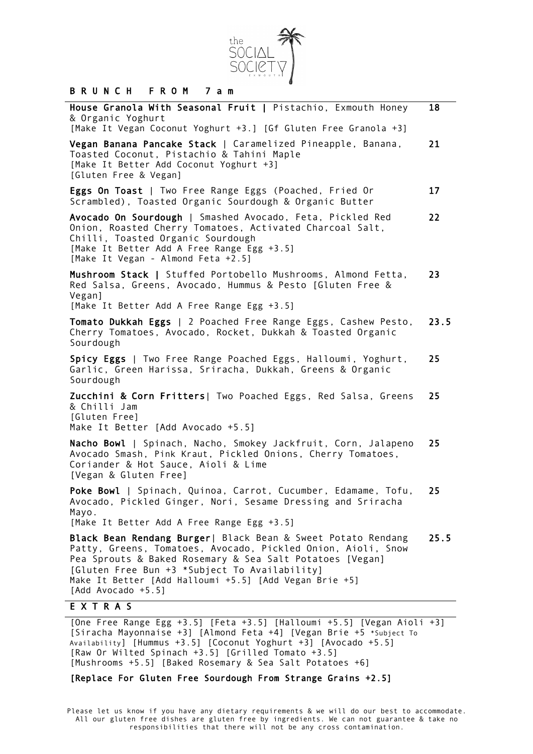the SOCIAL SOCIETY EXMOUTH

## B R U N C H  F R O M  7 a m

**House Granola With Seasonal Fruit |** Pistachio, Exmouth Honey & Organic Yoghurt
[Make It Vegan Coconut Yoghurt +3.] [Gf Gluten Free Granola +3] — 18

**Vegan Banana Pancake Stack** | Caramelized Pineapple, Banana, Toasted Coconut, Pistachio & Tahini Maple
[Make It Better Add Coconut Yoghurt +3]
[Gluten Free & Vegan] — 21

**Eggs On Toast** | Two Free Range Eggs (Poached, Fried Or Scrambled), Toasted Organic Sourdough & Organic Butter — 17

**Avocado On Sourdough** | Smashed Avocado, Feta, Pickled Red Onion, Roasted Cherry Tomatoes, Activated Charcoal Salt, Chilli, Toasted Organic Sourdough
[Make It Better Add A Free Range Egg +3.5]
[Make It Vegan - Almond Feta +2.5] — 22

**Mushroom Stack |** Stuffed Portobello Mushrooms, Almond Fetta, Red Salsa, Greens, Avocado, Hummus & Pesto [Gluten Free & Vegan]
[Make It Better Add A Free Range Egg +3.5] — 23

**Tomato Dukkah Eggs** | 2 Poached Free Range Eggs, Cashew Pesto, Cherry Tomatoes, Avocado, Rocket, Dukkah & Toasted Organic Sourdough — 23.5

**Spicy Eggs** | Two Free Range Poached Eggs, Halloumi, Yoghurt, Garlic, Green Harissa, Sriracha, Dukkah, Greens & Organic Sourdough — 25

**Zucchini & Corn Fritters**| Two Poached Eggs, Red Salsa, Greens & Chilli Jam
[Gluten Free]
Make It Better [Add Avocado +5.5] — 25

**Nacho Bowl** | Spinach, Nacho, Smokey Jackfruit, Corn, Jalapeno Avocado Smash, Pink Kraut, Pickled Onions, Cherry Tomatoes, Coriander & Hot Sauce, Aioli & Lime
[Vegan & Gluten Free] — 25

**Poke Bowl** | Spinach, Quinoa, Carrot, Cucumber, Edamame, Tofu, Avocado, Pickled Ginger, Nori, Sesame Dressing and Sriracha Mayo.
[Make It Better Add A Free Range Egg +3.5] — 25

**Black Bean Rendang Burger**| Black Bean & Sweet Potato Rendang Patty, Greens, Tomatoes, Avocado, Pickled Onion, Aioli, Snow Pea Sprouts & Baked Rosemary & Sea Salt Potatoes [Vegan]
[Gluten Free Bun +3 *Subject To Availability]
Make It Better [Add Halloumi +5.5] [Add Vegan Brie +5]
[Add Avocado +5.5] — 25.5

## E X T R A S

[One Free Range Egg +3.5] [Feta +3.5] [Halloumi +5.5] [Vegan Aioli +3] [Siracha Mayonnaise +3] [Almond Feta +4] [Vegan Brie +5 *Subject To Availability] [Hummus +3.5] [Coconut Yoghurt +3] [Avocado +5.5] [Raw Or Wilted Spinach +3.5] [Grilled Tomato +3.5] [Mushrooms +5.5] [Baked Rosemary & Sea Salt Potatoes +6]

**[Replace For Gluten Free Sourdough From Strange Grains +2.5]**

Please let us know if you have any dietary requirements & we will do our best to accommodate. All our gluten free dishes are gluten free by ingredients. We can not guarantee & take no responsibilities that there will not be any cross contamination.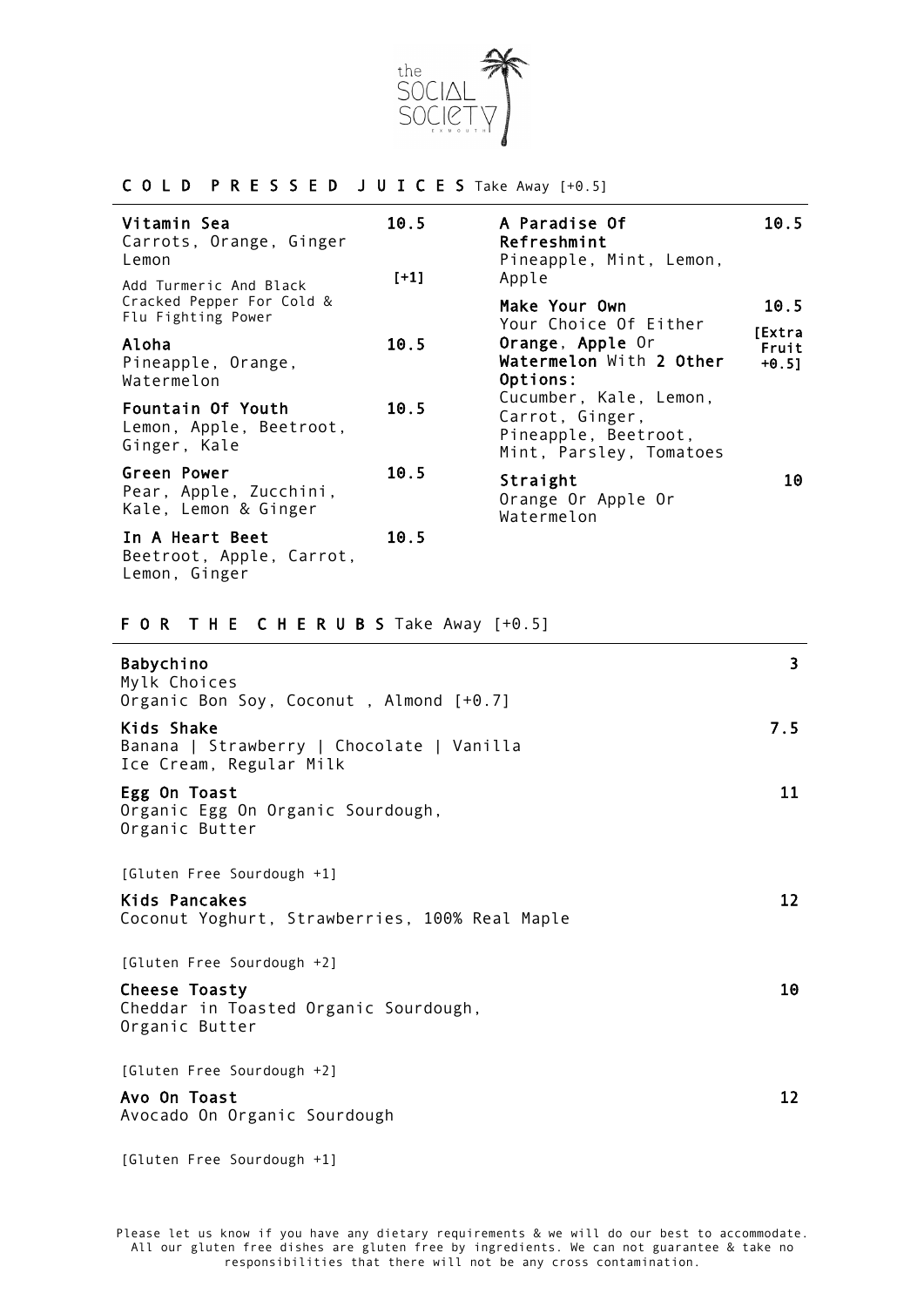the SOCIAL SOCIETY EXMOUTH

## COLD PRESSED JUICES Take Away [+0.5]

**Vitamin Sea** 10.5
Carrots, Orange, Ginger Lemon
Add Turmeric And Black Cracked Pepper For Cold & Flu Fighting Power [+1]

**Aloha** 10.5
Pineapple, Orange, Watermelon

**Fountain Of Youth** 10.5
Lemon, Apple, Beetroot, Ginger, Kale

**Green Power** 10.5
Pear, Apple, Zucchini, Kale, Lemon & Ginger

**In A Heart Beet** 10.5
Beetroot, Apple, Carrot, Lemon, Ginger

**A Paradise Of Refreshmint** 10.5
Pineapple, Mint, Lemon, Apple

**Make Your Own** 10.5 [Extra Fruit +0.5]
Your Choice Of Either **Orange**, **Apple** Or **Watermelon** With **2 Other** Options:
Cucumber, Kale, Lemon, Carrot, Ginger, Pineapple, Beetroot, Mint, Parsley, Tomatoes

**Straight** 10
Orange Or Apple Or Watermelon

## FOR THE CHERUBS Take Away [+0.5]

**Babychino** 3
Mylk Choices
Organic Bon Soy, Coconut , Almond [+0.7]

**Kids Shake** 7.5
Banana | Strawberry | Chocolate | Vanilla
Ice Cream, Regular Milk

**Egg On Toast** 11
Organic Egg On Organic Sourdough, Organic Butter

[Gluten Free Sourdough +1]

**Kids Pancakes** 12
Coconut Yoghurt, Strawberries, 100% Real Maple

[Gluten Free Sourdough +2]

**Cheese Toasty** 10
Cheddar in Toasted Organic Sourdough, Organic Butter

[Gluten Free Sourdough +2]

**Avo On Toast** 12
Avocado On Organic Sourdough

[Gluten Free Sourdough +1]

Please let us know if you have any dietary requirements & we will do our best to accommodate. All our gluten free dishes are gluten free by ingredients. We can not guarantee & take no responsibilities that there will not be any cross contamination.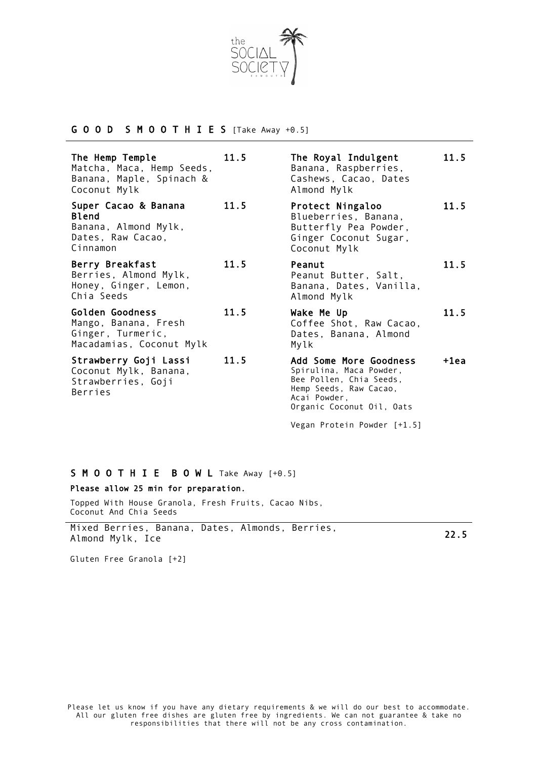the SOCIAL SOCIETY EXMOUTH

## G O O D  S M O O T H I E S [Take Away +0.5]

**The Hemp Temple** 11.5
Matcha, Maca, Hemp Seeds, Banana, Maple, Spinach & Coconut Mylk

**Super Cacao & Banana Blend** 11.5
Banana, Almond Mylk, Dates, Raw Cacao, Cinnamon

**Berry Breakfast** 11.5
Berries, Almond Mylk, Honey, Ginger, Lemon, Chia Seeds

**Golden Goodness** 11.5
Mango, Banana, Fresh Ginger, Turmeric, Macadamias, Coconut Mylk

**Strawberry Goji Lassi** 11.5
Coconut Mylk, Banana, Strawberries, Goji Berries

**The Royal Indulgent** 11.5
Banana, Raspberries, Cashews, Cacao, Dates Almond Mylk

**Protect Ningaloo** 11.5
Blueberries, Banana, Butterfly Pea Powder, Ginger Coconut Sugar, Coconut Mylk

**Peanut** 11.5
Peanut Butter, Salt, Banana, Dates, Vanilla, Almond Mylk

**Wake Me Up** 11.5
Coffee Shot, Raw Cacao, Dates, Banana, Almond Mylk

**Add Some More Goodness** +1ea
Spirulina, Maca Powder, Bee Pollen, Chia Seeds, Hemp Seeds, Raw Cacao, Acai Powder, Organic Coconut Oil, Oats

Vegan Protein Powder [+1.5]

## S M O O T H I E  B O W L Take Away [+0.5]

**Please allow 25 min for preparation.**

Topped With House Granola, Fresh Fruits, Cacao Nibs, Coconut And Chia Seeds

Mixed Berries, Banana, Dates, Almonds, Berries, Almond Mylk, Ice 22.5

Gluten Free Granola [+2]

Please let us know if you have any dietary requirements & we will do our best to accommodate. All our gluten free dishes are gluten free by ingredients. We can not guarantee & take no responsibilities that there will not be any cross contamination.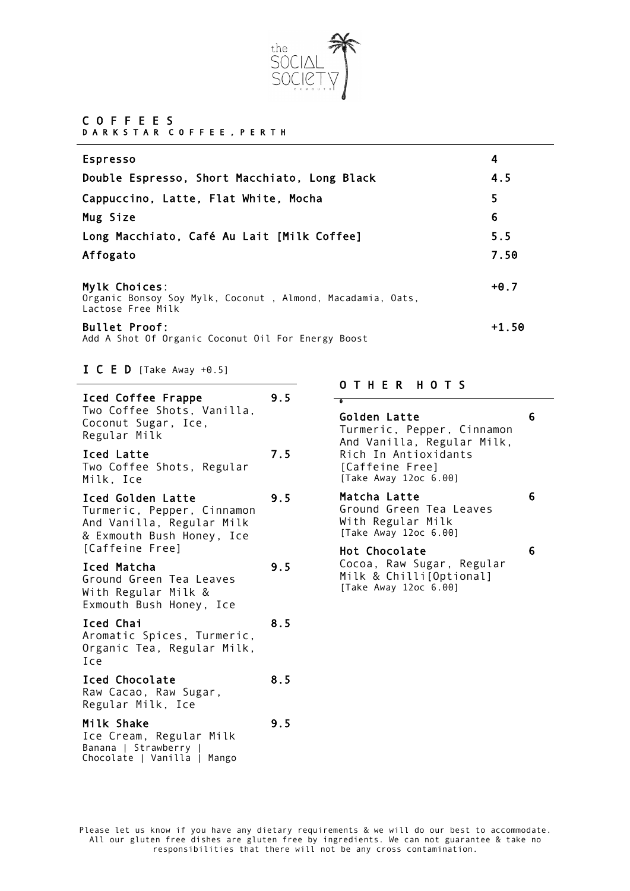the SOCIAL SOCIETY EXMOUTH

## C O F F E E S

D A R K S T A R C O F F E E , P E R T H

| | |
|---|---|
| **Espresso** | 4 |
| **Double Espresso, Short Macchiato, Long Black** | 4.5 |
| **Cappuccino, Latte, Flat White, Mocha** | 5 |
| **Mug Size** | 6 |
| **Long Macchiato, Café Au Lait [Milk Coffee]** | 5.5 |
| **Affogato** | 7.50 |
| **Mylk Choices**: Organic Bonsoy Soy Mylk, Coconut , Almond, Macadamia, Oats, Lactose Free Milk | +0.7 |
| **Bullet Proof**: Add A Shot Of Organic Coconut Oil For Energy Boost | +1.50 |

## I C E D [Take Away +0.5]

| | |
|---|---|
| **Iced Coffee Frappe** Two Coffee Shots, Vanilla, Coconut Sugar, Ice, Regular Milk | 9.5 |
| **Iced Latte** Two Coffee Shots, Regular Milk, Ice | 7.5 |
| **Iced Golden Latte** Turmeric, Pepper, Cinnamon And Vanilla, Regular Milk & Exmouth Bush Honey, Ice [Caffeine Free] | 9.5 |
| **Iced Matcha** Ground Green Tea Leaves With Regular Milk & Exmouth Bush Honey, Ice | 9.5 |
| **Iced Chai** Aromatic Spices, Turmeric, Organic Tea, Regular Milk, Ice | 8.5 |
| **Iced Chocolate** Raw Cacao, Raw Sugar, Regular Milk, Ice | 8.5 |
| **Milk Shake** Ice Cream, Regular Milk Banana \| Strawberry \| Chocolate \| Vanilla \| Mango | 9.5 |

## O T H E R H O T S

| | |
|---|---|
| **Golden Latte** Turmeric, Pepper, Cinnamon And Vanilla, Regular Milk, Rich In Antioxidants [Caffeine Free] [Take Away 12oc 6.00] | 6 |
| **Matcha Latte** Ground Green Tea Leaves With Regular Milk [Take Away 12oc 6.00] | 6 |
| **Hot Chocolate** Cocoa, Raw Sugar, Regular Milk & Chilli[Optional] [Take Away 12oc 6.00] | 6 |

Please let us know if you have any dietary requirements & we will do our best to accommodate. All our gluten free dishes are gluten free by ingredients. We can not guarantee & take no responsibilities that there will not be any cross contamination.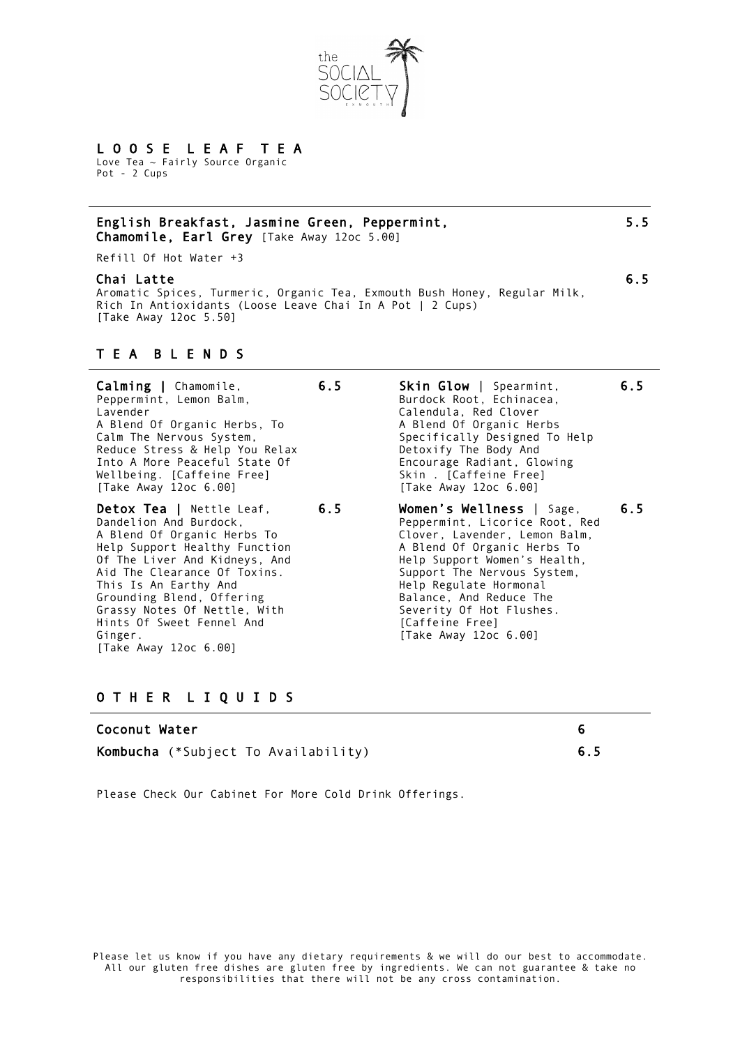the SOCIAL SOCIETY EXMOUTH

## LOOSE LEAF TEA

Love Tea ~ Fairly Source Organic
Pot - 2 Cups

**English Breakfast, Jasmine Green, Peppermint, Chamomile, Earl Grey** [Take Away 12oc 5.00] — 5.5

Refill Of Hot Water +3

**Chai Latte** — 6.5
Aromatic Spices, Turmeric, Organic Tea, Exmouth Bush Honey, Regular Milk, Rich In Antioxidants (Loose Leave Chai In A Pot | 2 Cups)
[Take Away 12oc 5.50]

## TEA BLENDS

**Calming |** Chamomile, Peppermint, Lemon Balm, Lavender — 6.5
A Blend Of Organic Herbs, To Calm The Nervous System, Reduce Stress & Help You Relax Into A More Peaceful State Of Wellbeing. [Caffeine Free]
[Take Away 12oc 6.00]

**Detox Tea |** Nettle Leaf, Dandelion And Burdock, — 6.5
A Blend Of Organic Herbs To Help Support Healthy Function Of The Liver And Kidneys, And Aid The Clearance Of Toxins. This Is An Earthy And Grounding Blend, Offering Grassy Notes Of Nettle, With Hints Of Sweet Fennel And Ginger.
[Take Away 12oc 6.00]

**Skin Glow |** Spearmint, Burdock Root, Echinacea, Calendula, Red Clover — 6.5
A Blend Of Organic Herbs Specifically Designed To Help Detoxify The Body And Encourage Radiant, Glowing Skin . [Caffeine Free]
[Take Away 12oc 6.00]

**Women's Wellness |** Sage, Peppermint, Licorice Root, Red Clover, Lavender, Lemon Balm, — 6.5
A Blend Of Organic Herbs To Help Support Women's Health, Support The Nervous System, Help Regulate Hormonal Balance, And Reduce The Severity Of Hot Flushes.
[Caffeine Free]
[Take Away 12oc 6.00]

## OTHER LIQUIDS

**Coconut Water** — 6

**Kombucha** (*Subject To Availability) — 6.5

Please Check Our Cabinet For More Cold Drink Offerings.

Please let us know if you have any dietary requirements & we will do our best to accommodate. All our gluten free dishes are gluten free by ingredients. We can not guarantee & take no responsibilities that there will not be any cross contamination.